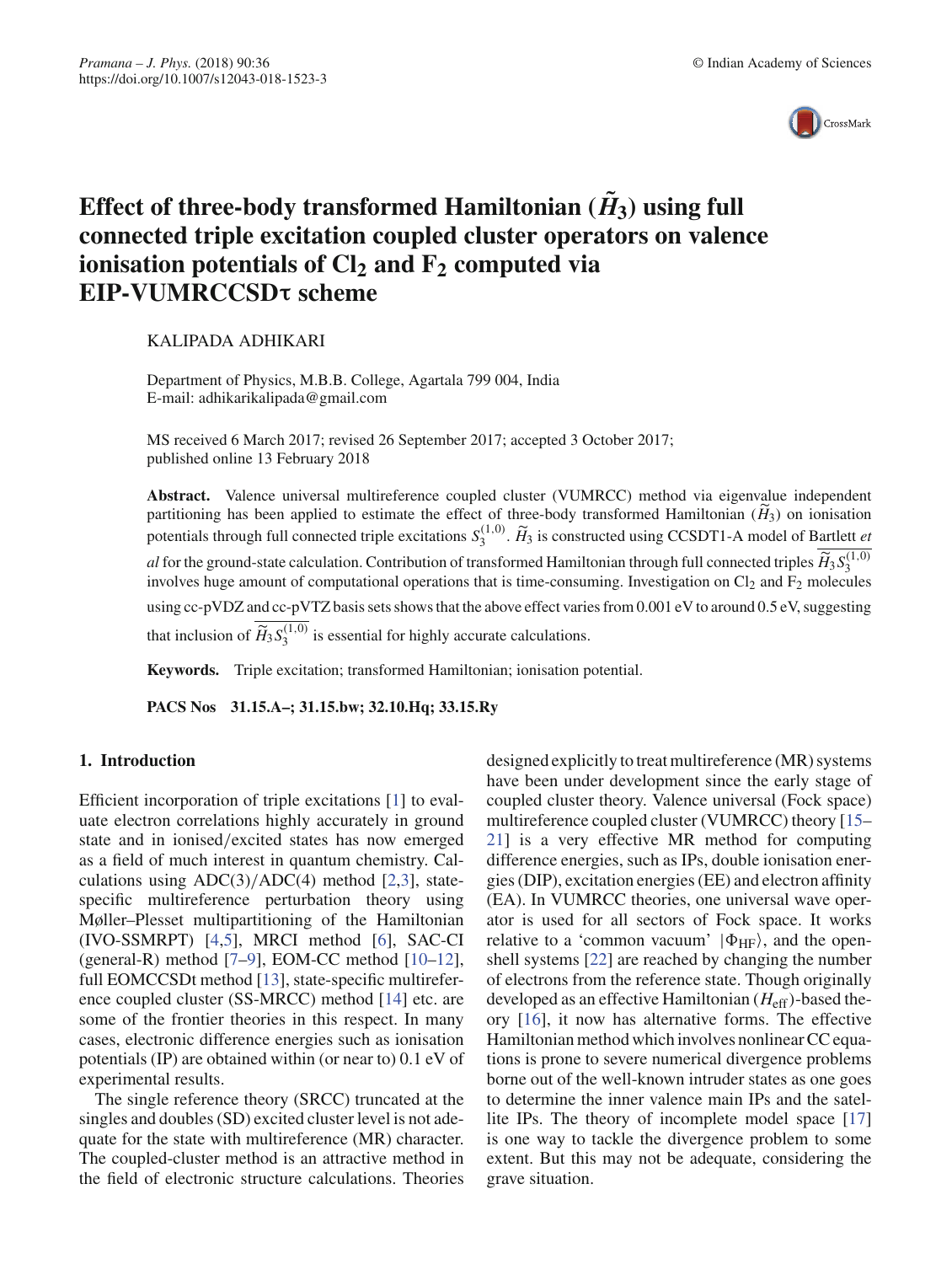# Effect of three-body transformed Hamiltonian ($\widetilde{H}_3$) using full connected triple excitation coupled cluster operators on valence ionisation potentials of $Cl_2$ and $F_2$ computed via EIP-VUMRCCSDτ scheme

KALIPADA ADHIKARI

Department of Physics, M.B.B. College, Agartala 799 004, India
E-mail: adhikarikalipada@gmail.com

MS received 6 March 2017; revised 26 September 2017; accepted 3 October 2017; published online 13 February 2018

**Abstract.** Valence universal multireference coupled cluster (VUMRCC) method via eigenvalue independent partitioning has been applied to estimate the effect of three-body transformed Hamiltonian ($\widetilde{H}_3$) on ionisation potentials through full connected triple excitations $S_3^{(1,0)}$. $\widetilde{H}_3$ is constructed using CCSDT1-A model of Bartlett *et al* for the ground-state calculation. Contribution of transformed Hamiltonian through full connected triples $\overline{\widetilde{H}_3 S_3^{(1,0)}}$ involves huge amount of computational operations that is time-consuming. Investigation on $Cl_2$ and $F_2$ molecules using cc-pVDZ and cc-pVTZ basis sets shows that the above effect varies from 0.001 eV to around 0.5 eV, suggesting that inclusion of $\overline{\widetilde{H}_3 S_3^{(1,0)}}$ is essential for highly accurate calculations.

**Keywords.** Triple excitation; transformed Hamiltonian; ionisation potential.

**PACS Nos** 31.15.A–; 31.15.bw; 32.10.Hq; 33.15.Ry

## 1. Introduction

Efficient incorporation of triple excitations [1] to evaluate electron correlations highly accurately in ground state and in ionised/excited states has now emerged as a field of much interest in quantum chemistry. Calculations using ADC(3)/ADC(4) method [2,3], state-specific multireference perturbation theory using Møller–Plesset multipartitioning of the Hamiltonian (IVO-SSMRPT) [4,5], MRCI method [6], SAC-CI (general-R) method [7–9], EOM-CC method [10–12], full EOMCCSDt method [13], state-specific multireference coupled cluster (SS-MRCC) method [14] etc. are some of the frontier theories in this respect. In many cases, electronic difference energies such as ionisation potentials (IP) are obtained within (or near to) 0.1 eV of experimental results.

The single reference theory (SRCC) truncated at the singles and doubles (SD) excited cluster level is not adequate for the state with multireference (MR) character. The coupled-cluster method is an attractive method in the field of electronic structure calculations. Theories designed explicitly to treat multireference (MR) systems have been under development since the early stage of coupled cluster theory. Valence universal (Fock space) multireference coupled cluster (VUMRCC) theory [15–21] is a very effective MR method for computing difference energies, such as IPs, double ionisation energies (DIP), excitation energies (EE) and electron affinity (EA). In VUMRCC theories, one universal wave operator is used for all sectors of Fock space. It works relative to a 'common vacuum' $|\Phi_{HF}\rangle$, and the open-shell systems [22] are reached by changing the number of electrons from the reference state. Though originally developed as an effective Hamiltonian ($H_{eff}$)-based theory [16], it now has alternative forms. The effective Hamiltonian method which involves nonlinear CC equations is prone to severe numerical divergence problems borne out of the well-known intruder states as one goes to determine the inner valence main IPs and the satellite IPs. The theory of incomplete model space [17] is one way to tackle the divergence problem to some extent. But this may not be adequate, considering the grave situation.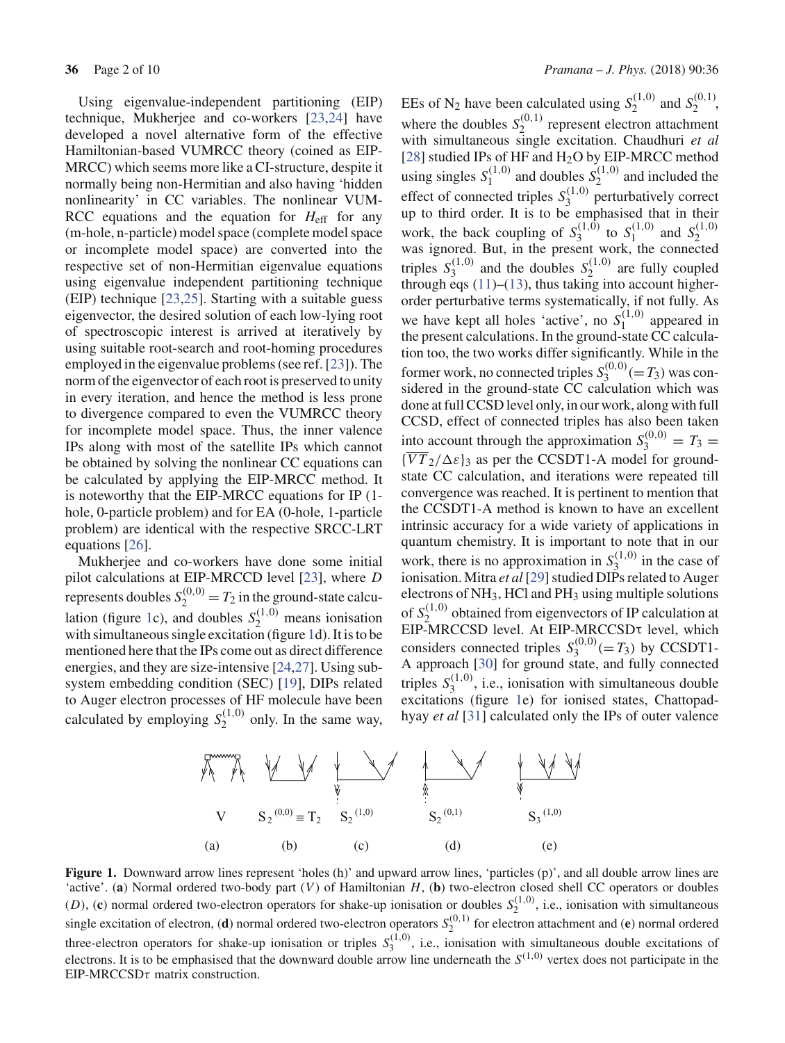Using eigenvalue-independent partitioning (EIP) technique, Mukherjee and co-workers [23,24] have developed a novel alternative form of the effective Hamiltonian-based VUMRCC theory (coined as EIP-MRCC) which seems more like a CI-structure, despite it normally being non-Hermitian and also having 'hidden nonlinearity' in CC variables. The nonlinear VUM-RCC equations and the equation for $H_{\text{eff}}$ for any (m-hole, n-particle) model space (complete model space or incomplete model space) are converted into the respective set of non-Hermitian eigenvalue equations using eigenvalue independent partitioning technique (EIP) technique [23,25]. Starting with a suitable guess eigenvector, the desired solution of each low-lying root of spectroscopic interest is arrived at iteratively by using suitable root-search and root-homing procedures employed in the eigenvalue problems (see ref. [23]). The norm of the eigenvector of each root is preserved to unity in every iteration, and hence the method is less prone to divergence compared to even the VUMRCC theory for incomplete model space. Thus, the inner valence IPs along with most of the satellite IPs which cannot be obtained by solving the nonlinear CC equations can be calculated by applying the EIP-MRCC method. It is noteworthy that the EIP-MRCC equations for IP (1-hole, 0-particle problem) and for EA (0-hole, 1-particle problem) are identical with the respective SRCC-LRT equations [26].

Mukherjee and co-workers have done some initial pilot calculations at EIP-MRCCD level [23], where $D$ represents doubles $S_2^{(0,0)} = T_2$ in the ground-state calculation (figure 1c), and doubles $S_2^{(1,0)}$ means ionisation with simultaneous single excitation (figure 1d). It is to be mentioned here that the IPs come out as direct difference energies, and they are size-intensive [24,27]. Using subsystem embedding condition (SEC) [19], DIPs related to Auger electron processes of HF molecule have been calculated by employing $S_2^{(1,0)}$ only. In the same way, EEs of $N_2$ have been calculated using $S_2^{(1,0)}$ and $S_2^{(0,1)}$, where the doubles $S_2^{(0,1)}$ represent electron attachment with simultaneous single excitation. Chaudhuri *et al* [28] studied IPs of HF and $H_2O$ by EIP-MRCC method using singles $S_1^{(1,0)}$ and doubles $S_2^{(1,0)}$ and included the effect of connected triples $S_3^{(1,0)}$ perturbatively correct up to third order. It is to be emphasised that in their work, the back coupling of $S_3^{(1,0)}$ to $S_1^{(1,0)}$ and $S_2^{(1,0)}$ was ignored. But, in the present work, the connected triples $S_3^{(1,0)}$ and the doubles $S_2^{(1,0)}$ are fully coupled through eqs (11)–(13), thus taking into account higher-order perturbative terms systematically, if not fully. As we have kept all holes 'active', no $S_1^{(1,0)}$ appeared in the present calculations. In the ground-state CC calculation too, the two works differ significantly. While in the former work, no connected triples $S_3^{(0,0)} (= T_3)$ was considered in the ground-state CC calculation which was done at full CCSD level only, in our work, along with full CCSD, effect of connected triples has also been taken into account through the approximation $S_3^{(0,0)} = T_3 = \{\overline{VT}_2/\Delta\varepsilon\}_3$ as per the CCSDT1-A model for ground-state CC calculation, and iterations were repeated till convergence was reached. It is pertinent to mention that the CCSDT1-A method is known to have an excellent intrinsic accuracy for a wide variety of applications in quantum chemistry. It is important to note that in our work, there is no approximation in $S_3^{(1,0)}$ in the case of ionisation. Mitra *et al* [29] studied DIPs related to Auger electrons of $NH_3$, HCl and $PH_3$ using multiple solutions of $S_2^{(1,0)}$ obtained from eigenvectors of IP calculation at EIP-MRCCSD level. At EIP-MRCCSD$\tau$ level, which considers connected triples $S_3^{(0,0)} (= T_3)$ by CCSDT1-A approach [30] for ground state, and fully connected triples $S_3^{(1,0)}$, i.e., ionisation with simultaneous double excitations (figure 1e) for ionised states, Chattopadhyay *et al* [31] calculated only the IPs of outer valence

**Figure 1.** Downward arrow lines represent 'holes (h)' and upward arrow lines, 'particles (p)', and all double arrow lines are 'active'. (**a**) Normal ordered two-body part ($V$) of Hamiltonian $H$, (**b**) two-electron closed shell CC operators or doubles ($D$), (**c**) normal ordered two-electron operators for shake-up ionisation or doubles $S_2^{(1,0)}$, i.e., ionisation with simultaneous single excitation of electron, (**d**) normal ordered two-electron operators $S_2^{(0,1)}$ for electron attachment and (**e**) normal ordered three-electron operators for shake-up ionisation or triples $S_3^{(1,0)}$, i.e., ionisation with simultaneous double excitations of electrons. It is to be emphasised that the downward double arrow line underneath the $S^{(1,0)}$ vertex does not participate in the EIP-MRCCSD$\tau$ matrix construction.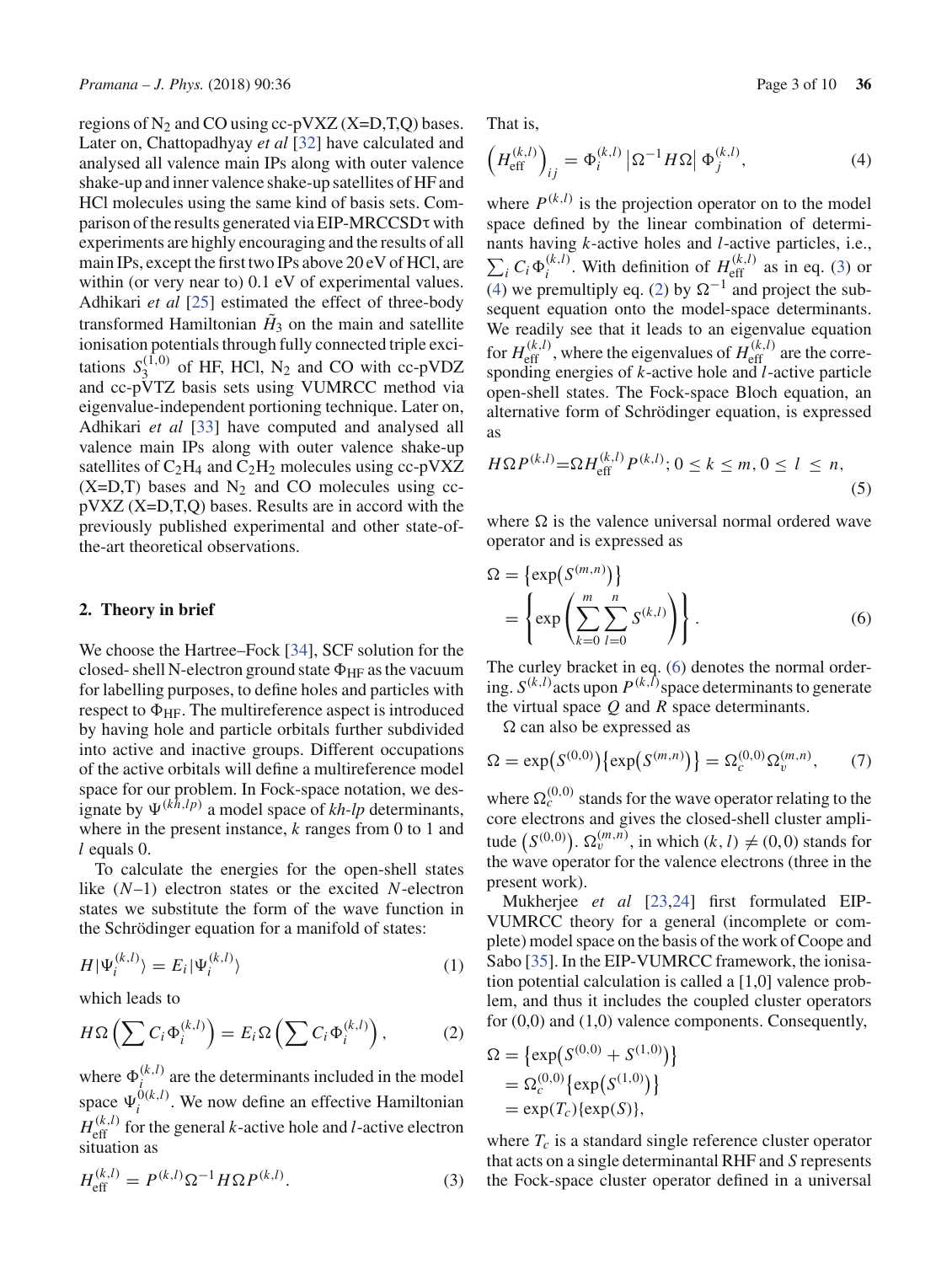regions of $N_2$ and CO using cc-pVXZ (X=D,T,Q) bases. Later on, Chattopadhyay *et al* [32] have calculated and analysed all valence main IPs along with outer valence shake-up and inner valence shake-up satellites of HF and HCl molecules using the same kind of basis sets. Comparison of the results generated via EIP-MRCCSDτ with experiments are highly encouraging and the results of all main IPs, except the first two IPs above 20 eV of HCl, are within (or very near to) 0.1 eV of experimental values. Adhikari *et al* [25] estimated the effect of three-body transformed Hamiltonian $\tilde{H}_3$ on the main and satellite ionisation potentials through fully connected triple excitations $S_3^{(1,0)}$ of HF, HCl, $N_2$ and CO with cc-pVDZ and cc-pVTZ basis sets using VUMRCC method via eigenvalue-independent portioning technique. Later on, Adhikari *et al* [33] have computed and analysed all valence main IPs along with outer valence shake-up satellites of $C_2H_4$ and $C_2H_2$ molecules using cc-pVXZ (X=D,T) bases and $N_2$ and CO molecules using cc-pVXZ (X=D,T,Q) bases. Results are in accord with the previously published experimental and other state-of-the-art theoretical observations.

## 2. Theory in brief

We choose the Hartree–Fock [34], SCF solution for the closed- shell N-electron ground state $\Phi_{\rm HF}$ as the vacuum for labelling purposes, to define holes and particles with respect to $\Phi_{\rm HF}$. The multireference aspect is introduced by having hole and particle orbitals further subdivided into active and inactive groups. Different occupations of the active orbitals will define a multireference model space for our problem. In Fock-space notation, we designate by $\Psi^{(kh,lp)}$ a model space of *kh-lp* determinants, where in the present instance, $k$ ranges from 0 to 1 and $l$ equals 0.

To calculate the energies for the open-shell states like ($N$–1) electron states or the excited $N$-electron states we substitute the form of the wave function in the Schrödinger equation for a manifold of states:

$$H|\Psi_i^{(k,l)}\rangle = E_i|\Psi_i^{(k,l)}\rangle \tag{1}$$

which leads to

$$H\Omega\left(\sum C_i\Phi_i^{(k,l)}\right) = E_i\Omega\left(\sum C_i\Phi_i^{(k,l)}\right), \tag{2}$$

where $\Phi_i^{(k,l)}$ are the determinants included in the model space $\Psi_i^{0(k,l)}$. We now define an effective Hamiltonian $H_{\rm eff}^{(k,l)}$ for the general $k$-active hole and $l$-active electron situation as

$$H_{\rm eff}^{(k,l)} = P^{(k,l)}\Omega^{-1}H\Omega P^{(k,l)}. \tag{3}$$

That is,

$$\left(H_{\rm eff}^{(k,l)}\right)_{ij} = \Phi_i^{(k,l)}\left|\Omega^{-1}H\Omega\right|\Phi_j^{(k,l)}, \tag{4}$$

where $P^{(k,l)}$ is the projection operator on to the model space defined by the linear combination of determinants having $k$-active holes and $l$-active particles, i.e., $\sum_i C_i\Phi_i^{(k,l)}$. With definition of $H_{\rm eff}^{(k,l)}$ as in eq. (3) or (4) we premultiply eq. (2) by $\Omega^{-1}$ and project the subsequent equation onto the model-space determinants. We readily see that it leads to an eigenvalue equation for $H_{\rm eff}^{(k,l)}$, where the eigenvalues of $H_{\rm eff}^{(k,l)}$ are the corresponding energies of $k$-active hole and $l$-active particle open-shell states. The Fock-space Bloch equation, an alternative form of Schrödinger equation, is expressed as

$$H\Omega P^{(k,l)} = \Omega H_{\rm eff}^{(k,l)}P^{(k,l)};\ 0 \le k \le m,\ 0 \le l \le n, \tag{5}$$

where $\Omega$ is the valence universal normal ordered wave operator and is expressed as

$$\begin{aligned}\Omega &= \left\{\exp\left(S^{(m,n)}\right)\right\} \\ &= \left\{\exp\left(\sum_{k=0}^{m}\sum_{l=0}^{n}S^{(k,l)}\right)\right\}.\end{aligned} \tag{6}$$

The curley bracket in eq. (6) denotes the normal ordering. $S^{(k,l)}$ acts upon $P^{(k,l)}$ space determinants to generate the virtual space $Q$ and $R$ space determinants.

$\Omega$ can also be expressed as

$$\Omega = \exp\left(S^{(0,0)}\right)\left\{\exp\left(S^{(m,n)}\right)\right\} = \Omega_c^{(0,0)}\Omega_v^{(m,n)}, \tag{7}$$

where $\Omega_c^{(0,0)}$ stands for the wave operator relating to the core electrons and gives the closed-shell cluster amplitude $\left(S^{(0,0)}\right)$. $\Omega_v^{(m,n)}$, in which $(k,l) \neq (0,0)$ stands for the wave operator for the valence electrons (three in the present work).

Mukherjee *et al* [23,24] first formulated EIP-VUMRCC theory for a general (incomplete or complete) model space on the basis of the work of Coope and Sabo [35]. In the EIP-VUMRCC framework, the ionisation potential calculation is called a [1,0] valence problem, and thus it includes the coupled cluster operators for (0,0) and (1,0) valence components. Consequently,

$$\begin{aligned}\Omega &= \left\{\exp\left(S^{(0,0)} + S^{(1,0)}\right)\right\} \\ &= \Omega_c^{(0,0)}\left\{\exp\left(S^{(1,0)}\right)\right\} \\ &= \exp(T_c)\{\exp(S)\},\end{aligned}$$

where $T_c$ is a standard single reference cluster operator that acts on a single determinantal RHF and $S$ represents the Fock-space cluster operator defined in a universal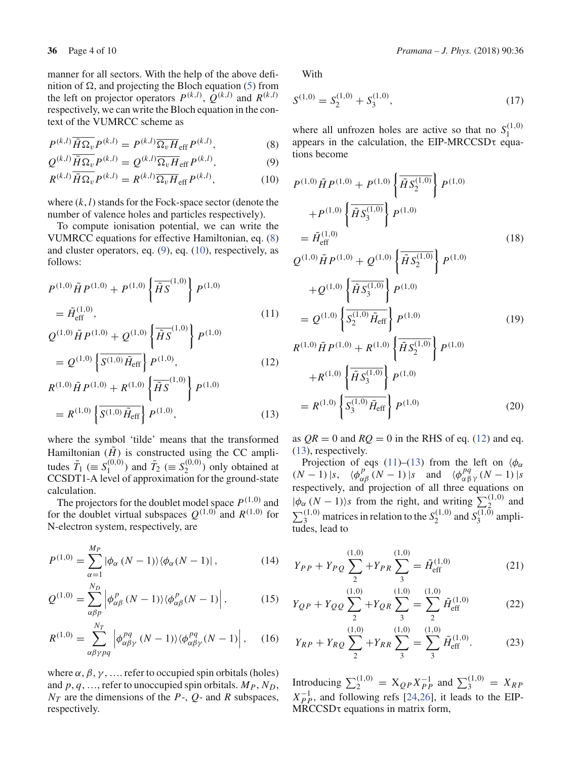manner for all sectors. With the help of the above definition of $\Omega$, and projecting the Bloch equation (5) from the left on projector operators $P^{(k,l)}$, $Q^{(k,l)}$ and $R^{(k,l)}$ respectively, we can write the Bloch equation in the context of the VUMRCC scheme as

$$P^{(k,l)}\overline{\bar{H}\Omega_v}P^{(k,l)} = P^{(k,l)}\overline{\Omega_v H}_{\text{eff}}P^{(k,l)}, \tag{8}$$

$$Q^{(k,l)}\overline{\bar{H}\Omega_v}P^{(k,l)} = Q^{(k,l)}\overline{\Omega_v H}_{\text{eff}}P^{(k,l)}, \tag{9}$$

$$R^{(k,l)}\overline{\bar{H}\Omega_v}P^{(k,l)} = R^{(k,l)}\overline{\Omega_v H}_{\text{eff}}P^{(k,l)}, \tag{10}$$

where $(k,l)$ stands for the Fock-space sector (denote the number of valence holes and particles respectively).

To compute ionisation potential, we can write the VUMRCC equations for effective Hamiltonian, eq. (8) and cluster operators, eq. (9), eq. (10), respectively, as follows:

$$P^{(1,0)}\tilde{H}P^{(1,0)} + P^{(1,0)}\left\{\overline{\tilde{H}S}^{(1,0)}\right\}P^{(1,0)} = \tilde{H}_{\text{eff}}^{(1,0)}, \tag{11}$$

$$Q^{(1,0)}\tilde{H}P^{(1,0)} + Q^{(1,0)}\left\{\overline{\tilde{H}S}^{(1,0)}\right\}P^{(1,0)} = Q^{(1,0)}\left\{\overline{S^{(1,0)}\tilde{H}_{\text{eff}}}\right\}P^{(1,0)}, \tag{12}$$

$$R^{(1,0)}\tilde{H}P^{(1,0)} + R^{(1,0)}\left\{\overline{\tilde{H}S}^{(1,0)}\right\}P^{(1,0)} = R^{(1,0)}\left\{\overline{S^{(1,0)}\tilde{H}_{\text{eff}}}\right\}P^{(1,0)}, \tag{13}$$

where the symbol 'tilde' means that the transformed Hamiltonian ($\tilde{H}$) is constructed using the CC amplitudes $\tilde{T}_1$ ($\equiv S_1^{(0,0)}$) and $\tilde{T}_2$ ($\equiv S_2^{(0,0)}$) only obtained at CCSDT1-A level of approximation for the ground-state calculation.

The projectors for the doublet model space $P^{(1,0)}$ and for the doublet virtual subspaces $Q^{(1,0)}$ and $R^{(1,0)}$ for N-electron system, respectively, are

$$P^{(1,0)} = \sum_{\alpha=1}^{M_P}|\phi_\alpha(N-1)\rangle\langle\phi_\alpha(N-1)|, \tag{14}$$

$$Q^{(1,0)} = \sum_{\alpha\beta p}^{N_D}\left|\phi_{\alpha\beta}^{p}(N-1)\rangle\langle\phi_{\alpha\beta}^{p}(N-1)\right|, \tag{15}$$

$$R^{(1,0)} = \sum_{\alpha\beta\gamma pq}^{N_T}\left|\phi_{\alpha\beta\gamma}^{pq}(N-1)\rangle\langle\phi_{\alpha\beta\gamma}^{pq}(N-1)\right|, \tag{16}$$

where $\alpha, \beta, \gamma, \ldots$ refer to occupied spin orbitals (holes) and $p, q, \ldots$, refer to unoccupied spin orbitals. $M_P$, $N_D$, $N_T$ are the dimensions of the $P$-, $Q$- and $R$ subspaces, respectively.

With

$$S^{(1,0)} = S_2^{(1,0)} + S_3^{(1,0)}, \tag{17}$$

where all unfrozen holes are active so that no $S_1^{(1,0)}$ appears in the calculation, the EIP-MRCCSD$\tau$ equations become

$$P^{(1,0)}\tilde{H}P^{(1,0)} + P^{(1,0)}\left\{\overline{\tilde{H}S_2^{(1,0)}}\right\}P^{(1,0)} + P^{(1,0)}\left\{\overline{\tilde{H}S_3^{(1,0)}}\right\}P^{(1,0)} = \tilde{H}_{\text{eff}}^{(1,0)} \tag{18}$$

$$Q^{(1,0)}\tilde{H}P^{(1,0)} + Q^{(1,0)}\left\{\overline{\tilde{H}S_2^{(1,0)}}\right\}P^{(1,0)} + Q^{(1,0)}\left\{\overline{\tilde{H}S_3^{(1,0)}}\right\}P^{(1,0)} = Q^{(1,0)}\left\{\overline{S_2^{(1,0)}\tilde{H}_{\text{eff}}}\right\}P^{(1,0)} \tag{19}$$

$$R^{(1,0)}\tilde{H}P^{(1,0)} + R^{(1,0)}\left\{\overline{\tilde{H}S_2^{(1,0)}}\right\}P^{(1,0)} + R^{(1,0)}\left\{\overline{\tilde{H}S_3^{(1,0)}}\right\}P^{(1,0)} = R^{(1,0)}\left\{\overline{S_3^{(1,0)}\tilde{H}_{\text{eff}}}\right\}P^{(1,0)} \tag{20}$$

as $QR = 0$ and $RQ = 0$ in the RHS of eq. (12) and eq. (13), respectively.

Projection of eqs (11)–(13) from the left on $\langle\phi_\alpha(N-1)|s$, $\langle\phi_{\alpha\beta}^{p}(N-1)|s$ and $\langle\phi_{\alpha\beta\gamma}^{pq}(N-1)|s$ respectively, and projection of all three equations on $|\phi_\alpha(N-1)\rangle s$ from the right, and writing $\sum_2^{(1,0)}$ and $\sum_3^{(1,0)}$ matrices in relation to the $S_2^{(1,0)}$ and $S_3^{(1,0)}$ amplitudes, lead to

$$Y_{PP} + Y_{PQ}\sum_2^{(1,0)} + Y_{PR}\sum_3^{(1,0)} = \tilde{H}_{\text{eff}}^{(1,0)} \tag{21}$$

$$Y_{QP} + Y_{QQ}\sum_2^{(1,0)} + Y_{QR}\sum_3^{(1,0)} = \sum_2^{(1,0)}\tilde{H}_{\text{eff}}^{(1,0)} \tag{22}$$

$$Y_{RP} + Y_{RQ}\sum_2^{(1,0)} + Y_{RR}\sum_3^{(1,0)} = \sum_3^{(1,0)}\tilde{H}_{\text{eff}}^{(1,0)}. \tag{23}$$

Introducing $\sum_2^{(1,0)} = X_{QP}X_{PP}^{-1}$ and $\sum_3^{(1,0)} = X_{RP}X_{PP}^{-1}$, and following refs [24,26], it leads to the EIP-MRCCSD$\tau$ equations in matrix form,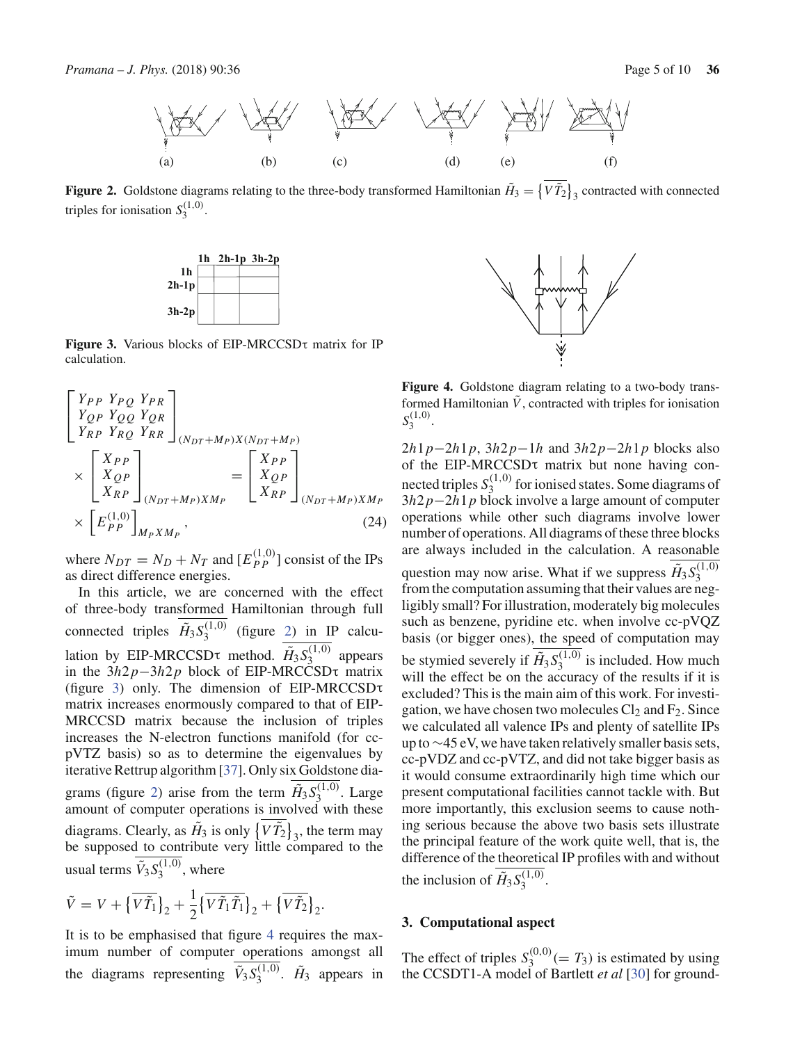**Figure 2.** Goldstone diagrams relating to the three-body transformed Hamiltonian $\tilde{H}_3 = \{\overline{V\tilde{T}_2}\}_3$ contracted with connected triples for ionisation $S_3^{(1,0)}$.

| | 1h | 2h-1p | 3h-2p |
|---|---|---|---|
| 1h | | | |
| 2h-1p | | | |
| 3h-2p | | | |

**Figure 3.** Various blocks of EIP-MRCCSD$\tau$ matrix for IP calculation.

$$
\begin{bmatrix} Y_{PP} & Y_{PQ} & Y_{PR} \\ Y_{QP} & Y_{QQ} & Y_{QR} \\ Y_{RP} & Y_{RQ} & Y_{RR} \end{bmatrix}_{(N_{DT}+M_P)X(N_{DT}+M_P)} \times \begin{bmatrix} X_{PP} \\ X_{QP} \\ X_{RP} \end{bmatrix}_{(N_{DT}+M_P)XM_P} = \begin{bmatrix} X_{PP} \\ X_{QP} \\ X_{RP} \end{bmatrix}_{(N_{DT}+M_P)XM_P} \times \left[ E_{PP}^{(1,0)} \right]_{M_P X M_P}, \tag{24}
$$

where $N_{DT} = N_D + N_T$ and $[E_{PP}^{(1,0)}]$ consist of the IPs as direct difference energies.

In this article, we are concerned with the effect of three-body transformed Hamiltonian through full connected triples $\overline{\tilde{H}_3 S_3^{(1,0)}}$ (figure 2) in IP calculation by EIP-MRCCSD$\tau$ method. $\overline{\tilde{H}_3 S_3^{(1,0)}}$ appears in the $3h2p-3h2p$ block of EIP-MRCCSD$\tau$ matrix (figure 3) only. The dimension of EIP-MRCCSD$\tau$ matrix increases enormously compared to that of EIP-MRCCSD matrix because the inclusion of triples increases the N-electron functions manifold (for cc-pVTZ basis) so as to determine the eigenvalues by iterative Rettrup algorithm [37]. Only six Goldstone diagrams (figure 2) arise from the term $\overline{\tilde{H}_3 S_3^{(1,0)}}$. Large amount of computer operations is involved with these diagrams. Clearly, as $\tilde{H}_3$ is only $\{\overline{V\tilde{T}_2}\}_3$, the term may be supposed to contribute very little compared to the usual terms $\overline{\tilde{V}_3 S_3^{(1,0)}}$, where

$$
\tilde{V} = V + \{\overline{V\tilde{T}_1}\}_2 + \frac{1}{2}\{\overline{V\tilde{T}_1\tilde{T}_1}\}_2 + \{\overline{V\tilde{T}_2}\}_2.
$$

It is to be emphasised that figure 4 requires the maximum number of computer operations amongst all the diagrams representing $\overline{\tilde{V}_3 S_3^{(1,0)}}$. $\tilde{H}_3$ appears in $2h1p-2h1p$, $3h2p-1h$ and $3h2p-2h1p$ blocks also of the EIP-MRCCSD$\tau$ matrix but none having connected triples $S_3^{(1,0)}$ for ionised states. Some diagrams of $3h2p-2h1p$ block involve a large amount of computer operations while other such diagrams involve lower number of operations. All diagrams of these three blocks are always included in the calculation. A reasonable question may now arise. What if we suppress $\overline{\tilde{H}_3 S_3^{(1,0)}}$ from the computation assuming that their values are negligibly small? For illustration, moderately big molecules such as benzene, pyridine etc. when involve cc-pVQZ basis (or bigger ones), the speed of computation may be stymied severely if $\overline{\tilde{H}_3 S_3^{(1,0)}}$ is included. How much will the effect be on the accuracy of the results if it is excluded? This is the main aim of this work. For investigation, we have chosen two molecules $Cl_2$ and $F_2$. Since we calculated all valence IPs and plenty of satellite IPs up to ~45 eV, we have taken relatively smaller basis sets, cc-pVDZ and cc-pVTZ, and did not take bigger basis as it would consume extraordinarily high time which our present computational facilities cannot tackle with. But more importantly, this exclusion seems to cause nothing serious because the above two basis sets illustrate the principal feature of the work quite well, that is, the difference of the theoretical IP profiles with and without the inclusion of $\overline{\tilde{H}_3 S_3^{(1,0)}}$.

**Figure 4.** Goldstone diagram relating to a two-body transformed Hamiltonian $\tilde{V}$, contracted with triples for ionisation $S_3^{(1,0)}$.

## 3. Computational aspect

The effect of triples $S_3^{(0,0)} (= T_3)$ is estimated by using the CCSDT1-A model of Bartlett *et al* [30] for ground-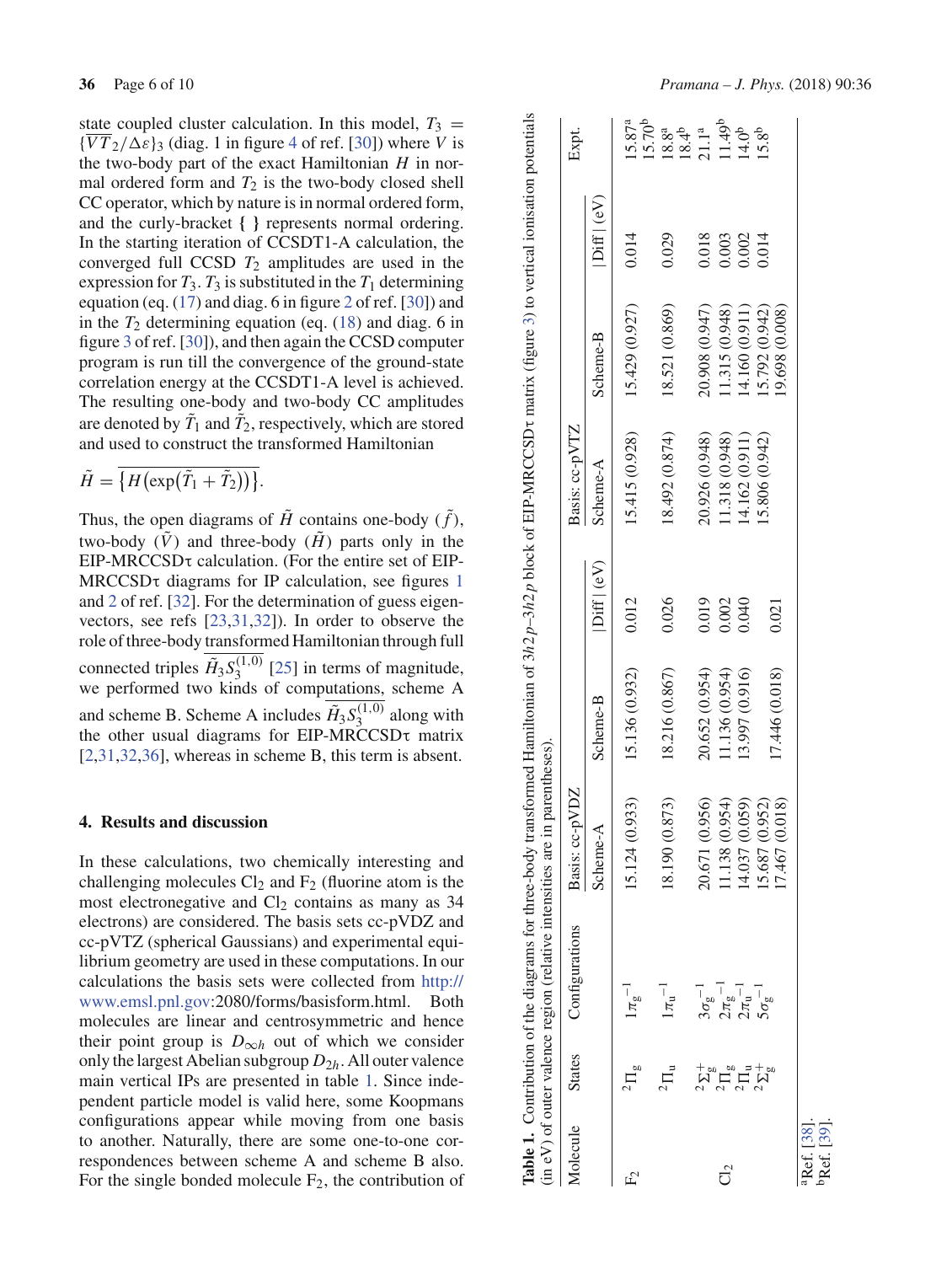state coupled cluster calculation. In this model, $T_3 = \{\overline{VT_2/\Delta\varepsilon}\}_3$ (diag. 1 in figure 4 of ref. [30]) where $V$ is the two-body part of the exact Hamiltonian $H$ in normal ordered form and $T_2$ is the two-body closed shell CC operator, which by nature is in normal ordered form, and the curly-bracket **{ }** represents normal ordering. In the starting iteration of CCSDT1-A calculation, the converged full CCSD $T_2$ amplitudes are used in the expression for $T_3$. $T_3$ is substituted in the $T_1$ determining equation (eq. (17) and diag. 6 in figure 2 of ref. [30]) and in the $T_2$ determining equation (eq. (18) and diag. 6 in figure 3 of ref. [30]), and then again the CCSD computer program is run till the convergence of the ground-state correlation energy at the CCSDT1-A level is achieved. The resulting one-body and two-body CC amplitudes are denoted by $\tilde{T}_1$ and $\tilde{T}_2$, respectively, which are stored and used to construct the transformed Hamiltonian

$$\tilde{H} = \overline{\{H(\exp(\tilde{T}_1 + \tilde{T}_2))\}}.$$

Thus, the open diagrams of $\tilde{H}$ contains one-body ($\tilde{f}$), two-body ($\tilde{V}$) and three-body ($\tilde{H}$) parts only in the EIP-MRCCSDτ calculation. (For the entire set of EIP-MRCCSDτ diagrams for IP calculation, see figures 1 and 2 of ref. [32]. For the determination of guess eigenvectors, see refs [23,31,32]). In order to observe the role of three-body transformed Hamiltonian through full connected triples $\overline{\tilde{H}_3 S_3^{(1,0)}}$ [25] in terms of magnitude, we performed two kinds of computations, scheme A and scheme B. Scheme A includes $\overline{\tilde{H}_3 S_3^{(1,0)}}$ along with the other usual diagrams for EIP-MRCCSDτ matrix [2,31,32,36], whereas in scheme B, this term is absent.

## 4. Results and discussion

In these calculations, two chemically interesting and challenging molecules $Cl_2$ and $F_2$ (fluorine atom is the most electronegative and $Cl_2$ contains as many as 34 electrons) are considered. The basis sets cc-pVDZ and cc-pVTZ (spherical Gaussians) and experimental equilibrium geometry are used in these computations. In our calculations the basis sets were collected from http://www.emsl.pnl.gov:2080/forms/basisform.html. Both molecules are linear and centrosymmetric and hence their point group is $D_{\infty h}$ out of which we consider only the largest Abelian subgroup $D_{2h}$. All outer valence main vertical IPs are presented in table 1. Since independent particle model is valid here, some Koopmans configurations appear while moving from one basis to another. Naturally, there are some one-to-one correspondences between scheme A and scheme B also. For the single bonded molecule $F_2$, the contribution of

**Table 1.** Contribution of the diagrams for three-body transformed Hamiltonian of $3h2p$–$3h2p$ block of EIP-MRCCSDτ matrix (figure 3) to vertical ionisation potentials (in eV) of outer valence region (relative intensities are in parentheses).

| Molecule | States | Configurations | Basis: cc-pVDZ | | | Basis: cc-pVTZ | | | Expt. |
|---|---|---|---|---|---|---|---|---|---|
| | | | Scheme-A | Scheme-B | \|Diff\| (eV) | Scheme-A | Scheme-B | \|Diff\| (eV) | |
| $F_2$ | $^2\Pi_g$ | $1\pi_g^{-1}$ | 15.124 (0.933) | 15.136 (0.932) | 0.012 | 15.415 (0.928) | 15.429 (0.927) | 0.014 | 15.87[a] 15.70[b] |
| | $^2\Pi_u$ | $1\pi_u^{-1}$ | 18.190 (0.873) | 18.216 (0.867) | 0.026 | 18.492 (0.874) | 18.521 (0.869) | 0.029 | 18.8[a] 18.4[b] |
| $Cl_2$ | $^2\Sigma_g^+$ | $3\sigma_g^{-1}$ | 20.671 (0.956) | 20.652 (0.954) | 0.019 | 20.926 (0.948) | 20.908 (0.947) | 0.018 | 21.1[a] |
| | $^2\Pi_g$ | $2\pi_g^{-1}$ | 11.138 (0.954) | 11.136 (0.954) | 0.002 | 11.318 (0.948) | 11.315 (0.948) | 0.003 | 11.49[b] |
| | $^2\Pi_u$ | $2\pi_u^{-1}$ | 14.037 (0.059) | 13.997 (0.916) | 0.040 | 14.162 (0.911) | 14.160 (0.911) | 0.002 | 14.0[b] |
| | $^2\Sigma_g^+$ | $5\sigma_g^{-1}$ | 15.687 (0.952) | | | 15.806 (0.942) | 15.792 (0.942) | 0.014 | 15.8[b] |
| | | | 17.467 (0.018) | 17.446 (0.018) | 0.021 | | 19.698 (0.008) | | |

[a] Ref. [38].
[b] Ref. [39].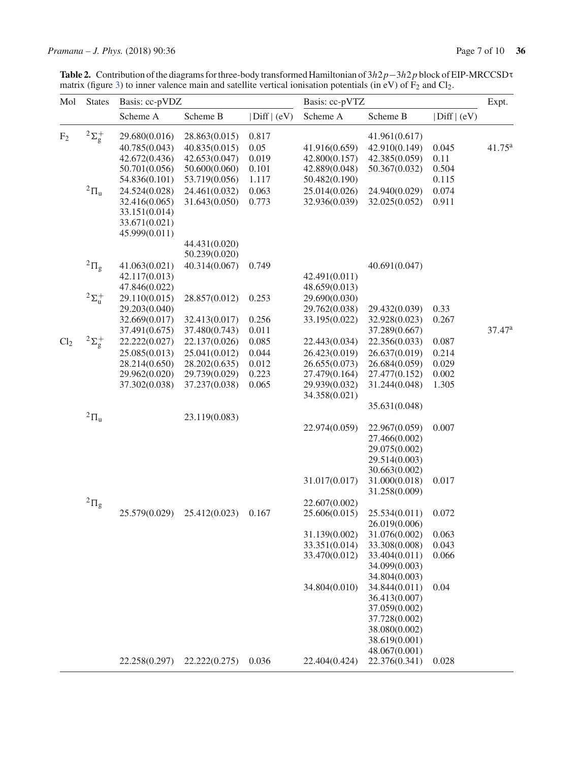**Table 2.** Contribution of the diagrams for three-body transformed Hamiltonian of $3h2p-3h2p$ block of EIP-MRCCSDτ matrix (figure 3) to inner valence main and satellite vertical ionisation potentials (in eV) of $F_2$ and $Cl_2$.

| Mol | States | Basis: cc-pVDZ | | | Basis: cc-pVTZ | | | Expt. |
|---|---|---|---|---|---|---|---|---|
| | | Scheme A | Scheme B | \|Diff\| (eV) | Scheme A | Scheme B | \|Diff\| (eV) | |
| $F_2$ | $^2\Sigma_g^+$ | 29.680(0.016) | 28.863(0.015) | 0.817 | | 41.961(0.617) | | |
| | | 40.785(0.043) | 40.835(0.015) | 0.05 | 41.916(0.659) | 42.910(0.149) | 0.045 | 41.75[a] |
| | | 42.672(0.436) | 42.653(0.047) | 0.019 | 42.800(0.157) | 42.385(0.059) | 0.11 | |
| | | 50.701(0.056) | 50.600(0.060) | 0.101 | 42.889(0.048) | 50.367(0.032) | 0.504 | |
| | | 54.836(0.101) | 53.719(0.056) | 1.117 | 50.482(0.190) | | 0.115 | |
| | $^2\Pi_u$ | 24.524(0.028) | 24.461(0.032) | 0.063 | 25.014(0.026) | 24.940(0.029) | 0.074 | |
| | | 32.416(0.065) | 31.643(0.050) | 0.773 | 32.936(0.039) | 32.025(0.052) | 0.911 | |
| | | 33.151(0.014) | | | | | | |
| | | 33.671(0.021) | | | | | | |
| | | 45.999(0.011) | | | | | | |
| | | | 44.431(0.020) | | | | | |
| | | | 50.239(0.020) | | | | | |
| | $^2\Pi_g$ | 41.063(0.021) | 40.314(0.067) | 0.749 | | 40.691(0.047) | | |
| | | 42.117(0.013) | | | 42.491(0.011) | | | |
| | | 47.846(0.022) | | | 48.659(0.013) | | | |
| | $^2\Sigma_u^+$ | 29.110(0.015) | 28.857(0.012) | 0.253 | 29.690(0.030) | | | |
| | | 29.203(0.040) | | | 29.762(0.038) | 29.432(0.039) | 0.33 | |
| | | 32.669(0.017) | 32.413(0.017) | 0.256 | 33.195(0.022) | 32.928(0.023) | 0.267 | |
| | | 37.491(0.675) | 37.480(0.743) | 0.011 | | 37.289(0.667) | | 37.47[a] |
| $Cl_2$ | $^2\Sigma_g^+$ | 22.222(0.027) | 22.137(0.026) | 0.085 | 22.443(0.034) | 22.356(0.033) | 0.087 | |
| | | 25.085(0.013) | 25.041(0.012) | 0.044 | 26.423(0.019) | 26.637(0.019) | 0.214 | |
| | | 28.214(0.650) | 28.202(0.635) | 0.012 | 26.655(0.073) | 26.684(0.059) | 0.029 | |
| | | 29.962(0.020) | 29.739(0.029) | 0.223 | 27.479(0.164) | 27.477(0.152) | 0.002 | |
| | | 37.302(0.038) | 37.237(0.038) | 0.065 | 29.939(0.032) | 31.244(0.048) | 1.305 | |
| | | | | | 34.358(0.021) | | | |
| | | | | | | 35.631(0.048) | | |
| | $^2\Pi_u$ | | 23.119(0.083) | | | | | |
| | | | | | 22.974(0.059) | 22.967(0.059) | 0.007 | |
| | | | | | | 27.466(0.002) | | |
| | | | | | | 29.075(0.002) | | |
| | | | | | | 29.514(0.003) | | |
| | | | | | | 30.663(0.002) | | |
| | | | | | 31.017(0.017) | 31.000(0.018) | 0.017 | |
| | | | | | | 31.258(0.009) | | |
| | $^2\Pi_g$ | | | | 22.607(0.002) | | | |
| | | 25.579(0.029) | 25.412(0.023) | 0.167 | 25.606(0.015) | 25.534(0.011) | 0.072 | |
| | | | | | | 26.019(0.006) | | |
| | | | | | 31.139(0.002) | 31.076(0.002) | 0.063 | |
| | | | | | 33.351(0.014) | 33.308(0.008) | 0.043 | |
| | | | | | 33.470(0.012) | 33.404(0.011) | 0.066 | |
| | | | | | | 34.099(0.003) | | |
| | | | | | | 34.804(0.003) | | |
| | | | | | 34.804(0.010) | 34.844(0.011) | 0.04 | |
| | | | | | | 36.413(0.007) | | |
| | | | | | | 37.059(0.002) | | |
| | | | | | | 37.728(0.002) | | |
| | | | | | | 38.080(0.002) | | |
| | | | | | | 38.619(0.001) | | |
| | | | | | | 48.067(0.001) | | |
| | | 22.258(0.297) | 22.222(0.275) | 0.036 | 22.404(0.424) | 22.376(0.341) | 0.028 | |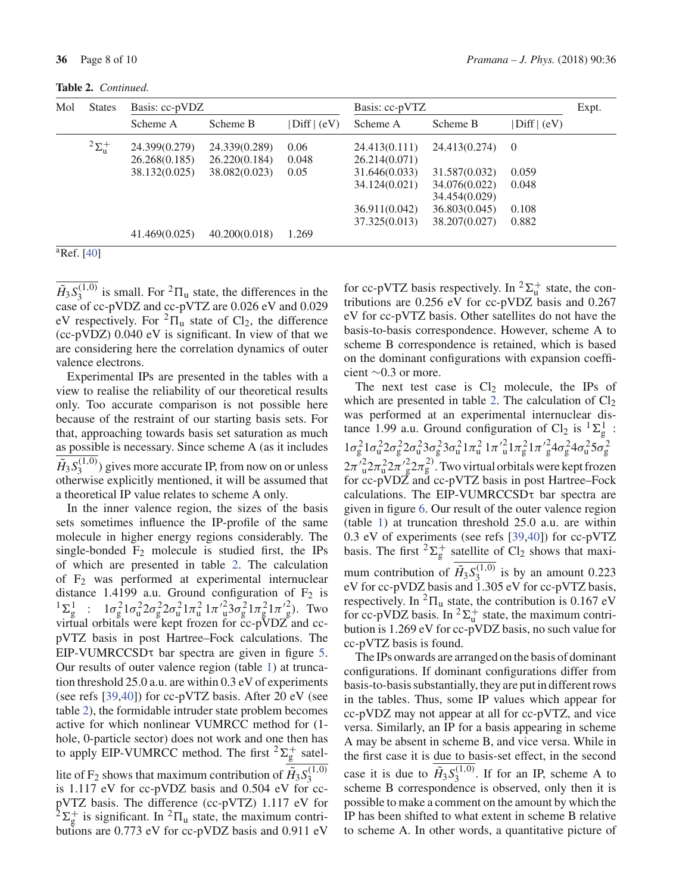**Table 2.** *Continued.*

| Mol | States | Basis: cc-pVDZ | | | Basis: cc-pVTZ | | | Expt. |
|---|---|---|---|---|---|---|---|---|
| | | Scheme A | Scheme B | \|Diff\| (eV) | Scheme A | Scheme B | \|Diff\| (eV) | |
| | $^2\Sigma_u^+$ | 24.399(0.279) | 24.339(0.289) | 0.06 | 24.413(0.111) | 24.413(0.274) | 0 | |
| | | 26.268(0.185) | 26.220(0.184) | 0.048 | 26.214(0.071) | | | |
| | | 38.132(0.025) | 38.082(0.023) | 0.05 | 31.646(0.033) | 31.587(0.032) | 0.059 | |
| | | | | | 34.124(0.021) | 34.076(0.022) | 0.048 | |
| | | | | | | 34.454(0.029) | | |
| | | | | | 36.911(0.042) | 36.803(0.045) | 0.108 | |
| | | | | | 37.325(0.013) | 38.207(0.027) | 0.882 | |
| | | 41.469(0.025) | 40.200(0.018) | 1.269 | | | | |

[a]Ref. [40]

$\overline{\tilde{H}_3 S_3^{(1,0)}}$ is small. For $^2\Pi_u$ state, the differences in the case of cc-pVDZ and cc-pVTZ are 0.026 eV and 0.029 eV respectively. For $^2\Pi_u$ state of $Cl_2$, the difference (cc-pVDZ) 0.040 eV is significant. In view of that we are considering here the correlation dynamics of outer valence electrons.

Experimental IPs are presented in the tables with a view to realise the reliability of our theoretical results only. Too accurate comparison is not possible here because of the restraint of our starting basis sets. For that, approaching towards basis set saturation as much as possible is necessary. Since scheme A (as it includes $\overline{\tilde{H}_3 S_3^{(1,0)}}$) gives more accurate IP, from now on or unless otherwise explicitly mentioned, it will be assumed that a theoretical IP value relates to scheme A only.

In the inner valence region, the sizes of the basis sets sometimes influence the IP-profile of the same molecule in higher energy regions considerably. The single-bonded $F_2$ molecule is studied first, the IPs of which are presented in table 2. The calculation of $F_2$ was performed at experimental internuclear distance 1.4199 a.u. Ground configuration of $F_2$ is $^1\Sigma_g^1$ : $1\sigma_g^2 1\sigma_u^2 2\sigma_g^2 2\sigma_u^2 1\pi_u^2\, 1\pi_u'^2 3\sigma_g^2 1\pi_g^2 1\pi_g'^2$). Two virtual orbitals were kept frozen for cc-pVDZ and cc-pVTZ basis in post Hartree–Fock calculations. The EIP-VUMRCCSD$\tau$ bar spectra are given in figure 5. Our results of outer valence region (table 1) at truncation threshold 25.0 a.u. are within 0.3 eV of experiments (see refs [39,40]) for cc-pVTZ basis. After 20 eV (see table 2), the formidable intruder state problem becomes active for which nonlinear VUMRCC method for (1-hole, 0-particle sector) does not work and one then has to apply EIP-VUMRCC method. The first $^2\Sigma_g^+$ satellite of $F_2$ shows that maximum contribution of $\overline{\tilde{H}_3 S_3^{(1,0)}}$ is 1.117 eV for cc-pVDZ basis and 0.504 eV for cc-pVTZ basis. The difference (cc-pVTZ) 1.117 eV for $^2\Sigma_g^+$ is significant. In $^2\Pi_u$ state, the maximum contributions are 0.773 eV for cc-pVDZ basis and 0.911 eV for cc-pVTZ basis respectively. In $^2\Sigma_u^+$ state, the contributions are 0.256 eV for cc-pVDZ basis and 0.267 eV for cc-pVTZ basis. Other satellites do not have the basis-to-basis correspondence. However, scheme A to scheme B correspondence is retained, which is based on the dominant configurations with expansion coefficient ~0.3 or more.

The next test case is $Cl_2$ molecule, the IPs of which are presented in table 2. The calculation of $Cl_2$ was performed at an experimental internuclear distance 1.99 a.u. Ground configuration of $Cl_2$ is $^1\Sigma_g^1$ : $1\sigma_g^2 1\sigma_u^2 2\sigma_g^2 2\sigma_u^2 3\sigma_g^2 3\sigma_u^2 1\pi_u^2\, 1\pi_u'^2 1\pi_g^2 1\pi_g'^2 4\sigma_g^2 4\sigma_u^2 5\sigma_g^2$ $2\pi_u'^2 2\pi_u^2 2\pi_g'^2 2\pi_g^{2)}$. Two virtual orbitals were kept frozen for cc-pVDZ and cc-pVTZ basis in post Hartree–Fock calculations. The EIP-VUMRCCSD$\tau$ bar spectra are given in figure 6. Our result of the outer valence region (table 1) at truncation threshold 25.0 a.u. are within 0.3 eV of experiments (see refs [39,40]) for cc-pVTZ basis. The first $^2\Sigma_g^+$ satellite of $Cl_2$ shows that maximum contribution of $\overline{\tilde{H}_3 S_3^{(1,0)}}$ is by an amount 0.223 eV for cc-pVDZ basis and 1.305 eV for cc-pVTZ basis, respectively. In $^2\Pi_u$ state, the contribution is 0.167 eV for cc-pVDZ basis. In $^2\Sigma_u^+$ state, the maximum contribution is 1.269 eV for cc-pVDZ basis, no such value for cc-pVTZ basis is found.

The IPs onwards are arranged on the basis of dominant configurations. If dominant configurations differ from basis-to-basis substantially, they are put in different rows in the tables. Thus, some IP values which appear for cc-pVDZ may not appear at all for cc-pVTZ, and vice versa. Similarly, an IP for a basis appearing in scheme A may be absent in scheme B, and vice versa. While in the first case it is due to basis-set effect, in the second case it is due to $\overline{\tilde{H}_3 S_3^{(1,0)}}$. If for an IP, scheme A to scheme B correspondence is observed, only then it is possible to make a comment on the amount by which the IP has been shifted to what extent in scheme B relative to scheme A. In other words, a quantitative picture of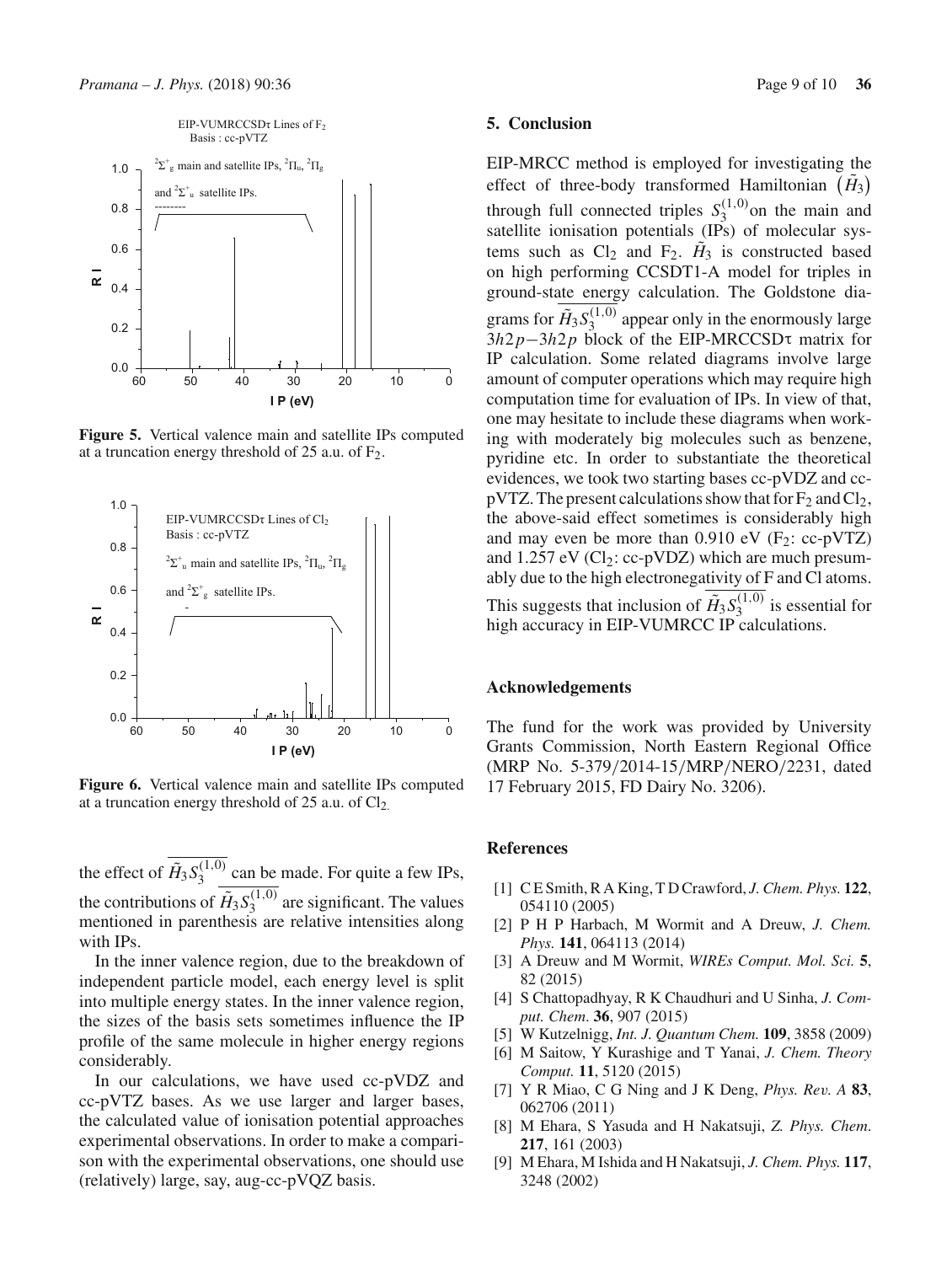Figure 5. Vertical valence main and satellite IPs computed at a truncation energy threshold of 25 a.u. of $F_2$.

Figure 6. Vertical valence main and satellite IPs computed at a truncation energy threshold of 25 a.u. of $Cl_2$.

the effect of $\overline{\tilde{H}_3 S_3^{(1,0)}}$ can be made. For quite a few IPs, the contributions of $\overline{\tilde{H}_3 S_3^{(1,0)}}$ are significant. The values mentioned in parenthesis are relative intensities along with IPs.

In the inner valence region, due to the breakdown of independent particle model, each energy level is split into multiple energy states. In the inner valence region, the sizes of the basis sets sometimes influence the IP profile of the same molecule in higher energy regions considerably.

In our calculations, we have used cc-pVDZ and cc-pVTZ bases. As we use larger and larger bases, the calculated value of ionisation potential approaches experimental observations. In order to make a comparison with the experimental observations, one should use (relatively) large, say, aug-cc-pVQZ basis.

## 5. Conclusion

EIP-MRCC method is employed for investigating the effect of three-body transformed Hamiltonian $(\tilde{H}_3)$ through full connected triples $S_3^{(1,0)}$ on the main and satellite ionisation potentials (IPs) of molecular systems such as $Cl_2$ and $F_2$. $\tilde{H}_3$ is constructed based on high performing CCSDT1-A model for triples in ground-state energy calculation. The Goldstone diagrams for $\overline{\tilde{H}_3 S_3^{(1,0)}}$ appear only in the enormously large $3h2p-3h2p$ block of the EIP-MRCCSDτ matrix for IP calculation. Some related diagrams involve large amount of computer operations which may require high computation time for evaluation of IPs. In view of that, one may hesitate to include these diagrams when working with moderately big molecules such as benzene, pyridine etc. In order to substantiate the theoretical evidences, we took two starting bases cc-pVDZ and cc-pVTZ. The present calculations show that for $F_2$ and $Cl_2$, the above-said effect sometimes is considerably high and may even be more than 0.910 eV ($F_2$: cc-pVTZ) and 1.257 eV ($Cl_2$: cc-pVDZ) which are much presumably due to the high electronegativity of F and Cl atoms. This suggests that inclusion of $\overline{\tilde{H}_3 S_3^{(1,0)}}$ is essential for high accuracy in EIP-VUMRCC IP calculations.

## Acknowledgements

The fund for the work was provided by University Grants Commission, North Eastern Regional Office (MRP No. 5-379/2014-15/MRP/NERO/2231, dated 17 February 2015, FD Dairy No. 3206).

## References

[1] C E Smith, R A King, T D Crawford, *J. Chem. Phys.* **122**, 054110 (2005)

[2] P H P Harbach, M Wormit and A Dreuw, *J. Chem. Phys.* **141**, 064113 (2014)

[3] A Dreuw and M Wormit, *WIREs Comput. Mol. Sci.* **5**, 82 (2015)

[4] S Chattopadhyay, R K Chaudhuri and U Sinha, *J. Comput. Chem.* **36**, 907 (2015)

[5] W Kutzelnigg, *Int. J. Quantum Chem.* **109**, 3858 (2009)

[6] M Saitow, Y Kurashige and T Yanai, *J. Chem. Theory Comput.* **11**, 5120 (2015)

[7] Y R Miao, C G Ning and J K Deng, *Phys. Rev. A* **83**, 062706 (2011)

[8] M Ehara, S Yasuda and H Nakatsuji, *Z. Phys. Chem.* **217**, 161 (2003)

[9] M Ehara, M Ishida and H Nakatsuji, *J. Chem. Phys.* **117**, 3248 (2002)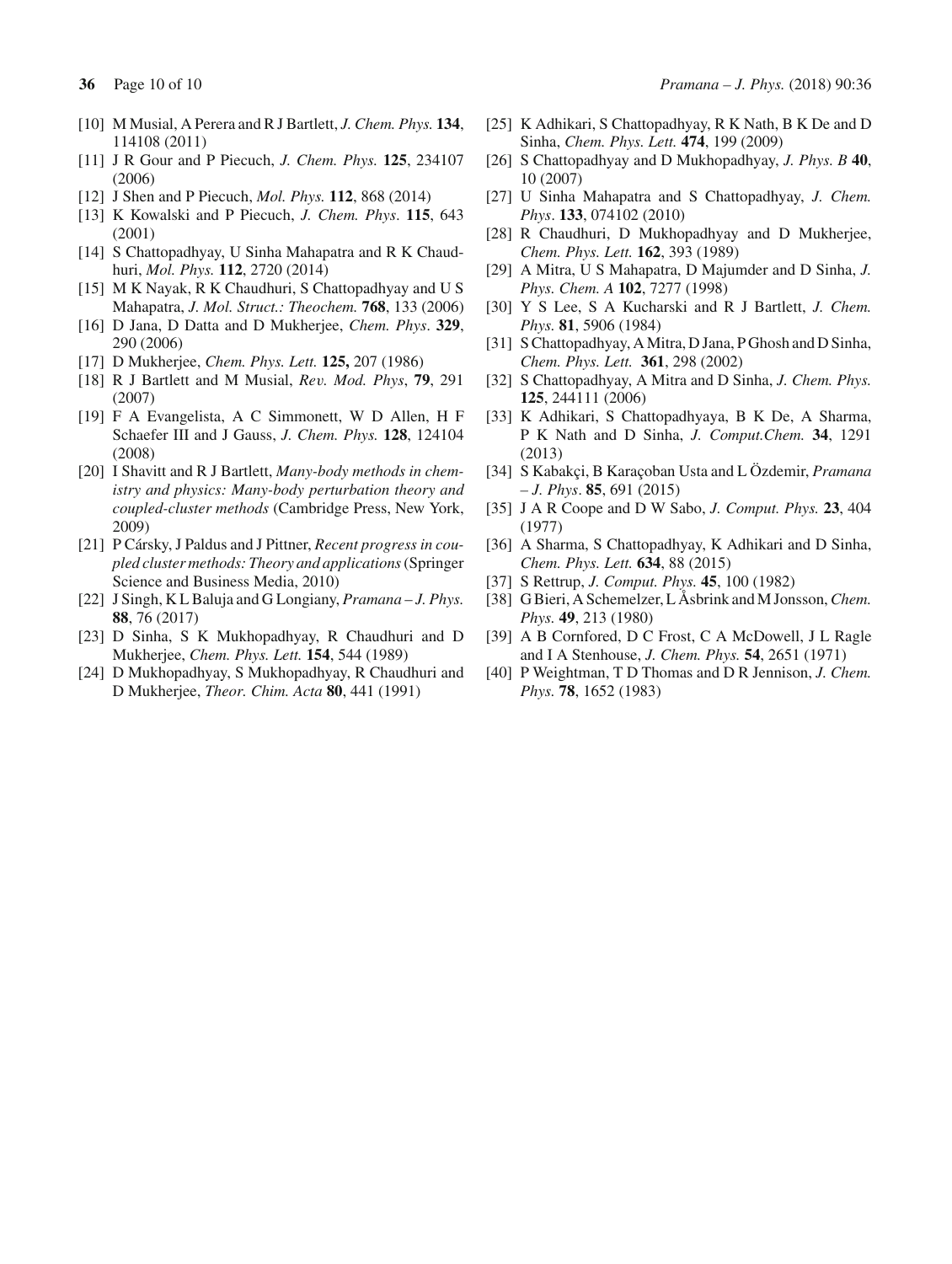[10] M Musial, A Perera and R J Bartlett, *J. Chem. Phys.* **134**, 114108 (2011)

[11] J R Gour and P Piecuch, *J. Chem. Phys.* **125**, 234107 (2006)

[12] J Shen and P Piecuch, *Mol. Phys.* **112**, 868 (2014)

[13] K Kowalski and P Piecuch, *J. Chem. Phys*. **115**, 643 (2001)

[14] S Chattopadhyay, U Sinha Mahapatra and R K Chaudhuri, *Mol. Phys.* **112**, 2720 (2014)

[15] M K Nayak, R K Chaudhuri, S Chattopadhyay and U S Mahapatra, *J. Mol. Struct.: Theochem.* **768**, 133 (2006)

[16] D Jana, D Datta and D Mukherjee, *Chem. Phys*. **329**, 290 (2006)

[17] D Mukherjee, *Chem. Phys. Lett.* **125,** 207 (1986)

[18] R J Bartlett and M Musial, *Rev. Mod. Phys*, **79**, 291 (2007)

[19] F A Evangelista, A C Simmonett, W D Allen, H F Schaefer III and J Gauss, *J. Chem. Phys.* **128**, 124104 (2008)

[20] I Shavitt and R J Bartlett, *Many-body methods in chemistry and physics: Many-body perturbation theory and coupled-cluster methods* (Cambridge Press, New York, 2009)

[21] P Cársky, J Paldus and J Pittner, *Recent progress in coupled cluster methods: Theory and applications* (Springer Science and Business Media, 2010)

[22] J Singh, K L Baluja and G Longiany, *Pramana – J. Phys.* **88**, 76 (2017)

[23] D Sinha, S K Mukhopadhyay, R Chaudhuri and D Mukherjee, *Chem. Phys. Lett.* **154**, 544 (1989)

[24] D Mukhopadhyay, S Mukhopadhyay, R Chaudhuri and D Mukherjee, *Theor. Chim. Acta* **80**, 441 (1991)

[25] K Adhikari, S Chattopadhyay, R K Nath, B K De and D Sinha, *Chem. Phys. Lett.* **474**, 199 (2009)

[26] S Chattopadhyay and D Mukhopadhyay, *J. Phys. B* **40**, 10 (2007)

[27] U Sinha Mahapatra and S Chattopadhyay, *J. Chem. Phys*. **133**, 074102 (2010)

[28] R Chaudhuri, D Mukhopadhyay and D Mukherjee, *Chem. Phys. Lett.* **162**, 393 (1989)

[29] A Mitra, U S Mahapatra, D Majumder and D Sinha, *J. Phys. Chem. A* **102**, 7277 (1998)

[30] Y S Lee, S A Kucharski and R J Bartlett, *J. Chem. Phys.* **81**, 5906 (1984)

[31] S Chattopadhyay, A Mitra, D Jana, P Ghosh and D Sinha, *Chem. Phys. Lett.* **361**, 298 (2002)

[32] S Chattopadhyay, A Mitra and D Sinha, *J. Chem. Phys.* **125**, 244111 (2006)

[33] K Adhikari, S Chattopadhyaya, B K De, A Sharma, P K Nath and D Sinha, *J. Comput.Chem.* **34**, 1291 (2013)

[34] S Kabakçi, B Karaçoban Usta and L Özdemir, *Pramana – J. Phys*. **85**, 691 (2015)

[35] J A R Coope and D W Sabo, *J. Comput. Phys.* **23**, 404 (1977)

[36] A Sharma, S Chattopadhyay, K Adhikari and D Sinha, *Chem. Phys. Lett.* **634**, 88 (2015)

[37] S Rettrup, *J. Comput. Phys.* **45**, 100 (1982)

[38] G Bieri, A Schemelzer, L Åsbrink and M Jonsson, *Chem. Phys.* **49**, 213 (1980)

[39] A B Cornfored, D C Frost, C A McDowell, J L Ragle and I A Stenhouse, *J. Chem. Phys.* **54**, 2651 (1971)

[40] P Weightman, T D Thomas and D R Jennison, *J. Chem. Phys.* **78**, 1652 (1983)